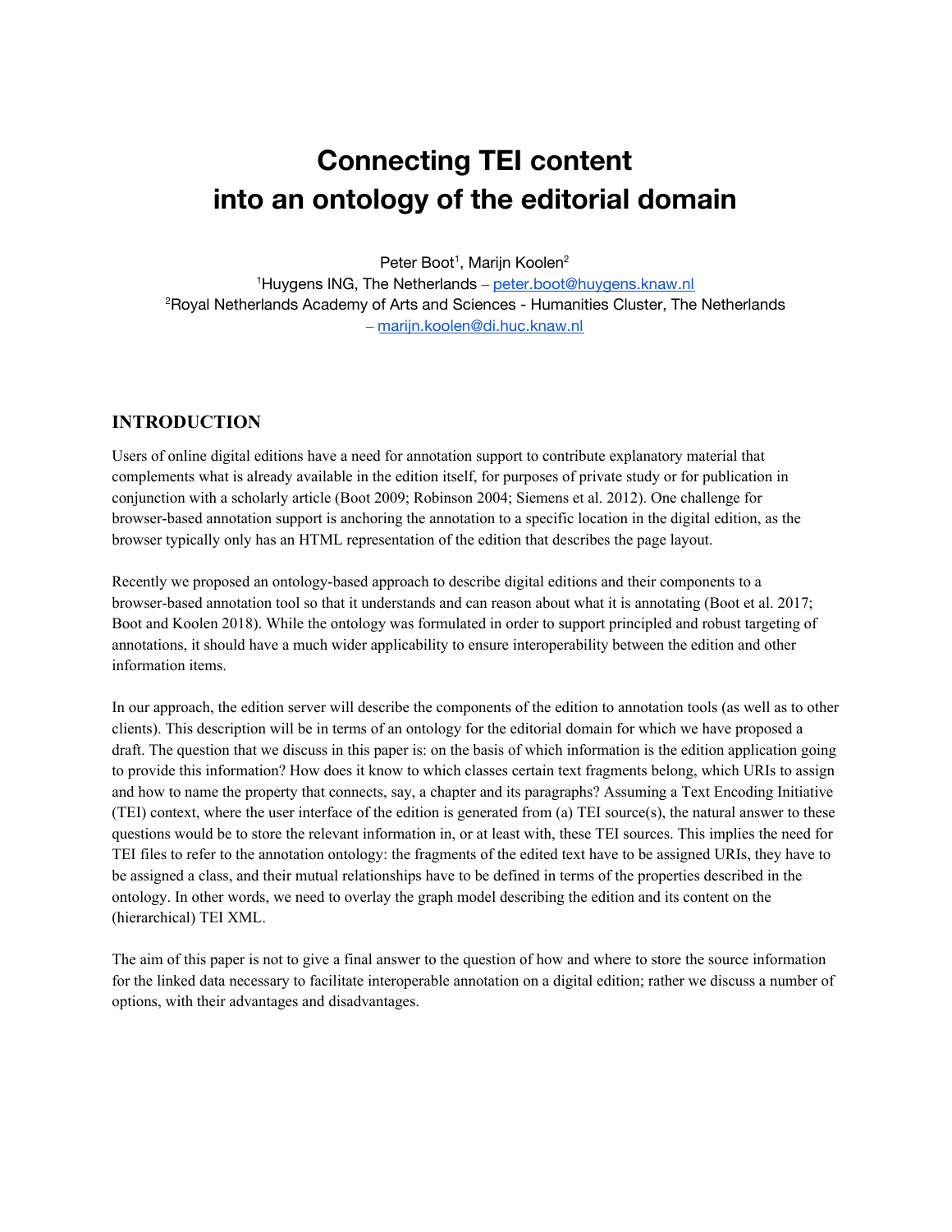# Connecting TEI content into an ontology of the editorial domain

Peter Boot[1], Marijn Koolen[2]

[1]Huygens ING, The Netherlands – peter.boot@huygens.knaw.nl

[2]Royal Netherlands Academy of Arts and Sciences - Humanities Cluster, The Netherlands – marijn.koolen@di.huc.knaw.nl

## INTRODUCTION

Users of online digital editions have a need for annotation support to contribute explanatory material that complements what is already available in the edition itself, for purposes of private study or for publication in conjunction with a scholarly article (Boot 2009; Robinson 2004; Siemens et al. 2012). One challenge for browser-based annotation support is anchoring the annotation to a specific location in the digital edition, as the browser typically only has an HTML representation of the edition that describes the page layout.

Recently we proposed an ontology-based approach to describe digital editions and their components to a browser-based annotation tool so that it understands and can reason about what it is annotating (Boot et al. 2017; Boot and Koolen 2018). While the ontology was formulated in order to support principled and robust targeting of annotations, it should have a much wider applicability to ensure interoperability between the edition and other information items.

In our approach, the edition server will describe the components of the edition to annotation tools (as well as to other clients). This description will be in terms of an ontology for the editorial domain for which we have proposed a draft. The question that we discuss in this paper is: on the basis of which information is the edition application going to provide this information? How does it know to which classes certain text fragments belong, which URIs to assign and how to name the property that connects, say, a chapter and its paragraphs? Assuming a Text Encoding Initiative (TEI) context, where the user interface of the edition is generated from (a) TEI source(s), the natural answer to these questions would be to store the relevant information in, or at least with, these TEI sources. This implies the need for TEI files to refer to the annotation ontology: the fragments of the edited text have to be assigned URIs, they have to be assigned a class, and their mutual relationships have to be defined in terms of the properties described in the ontology. In other words, we need to overlay the graph model describing the edition and its content on the (hierarchical) TEI XML.

The aim of this paper is not to give a final answer to the question of how and where to store the source information for the linked data necessary to facilitate interoperable annotation on a digital edition; rather we discuss a number of options, with their advantages and disadvantages.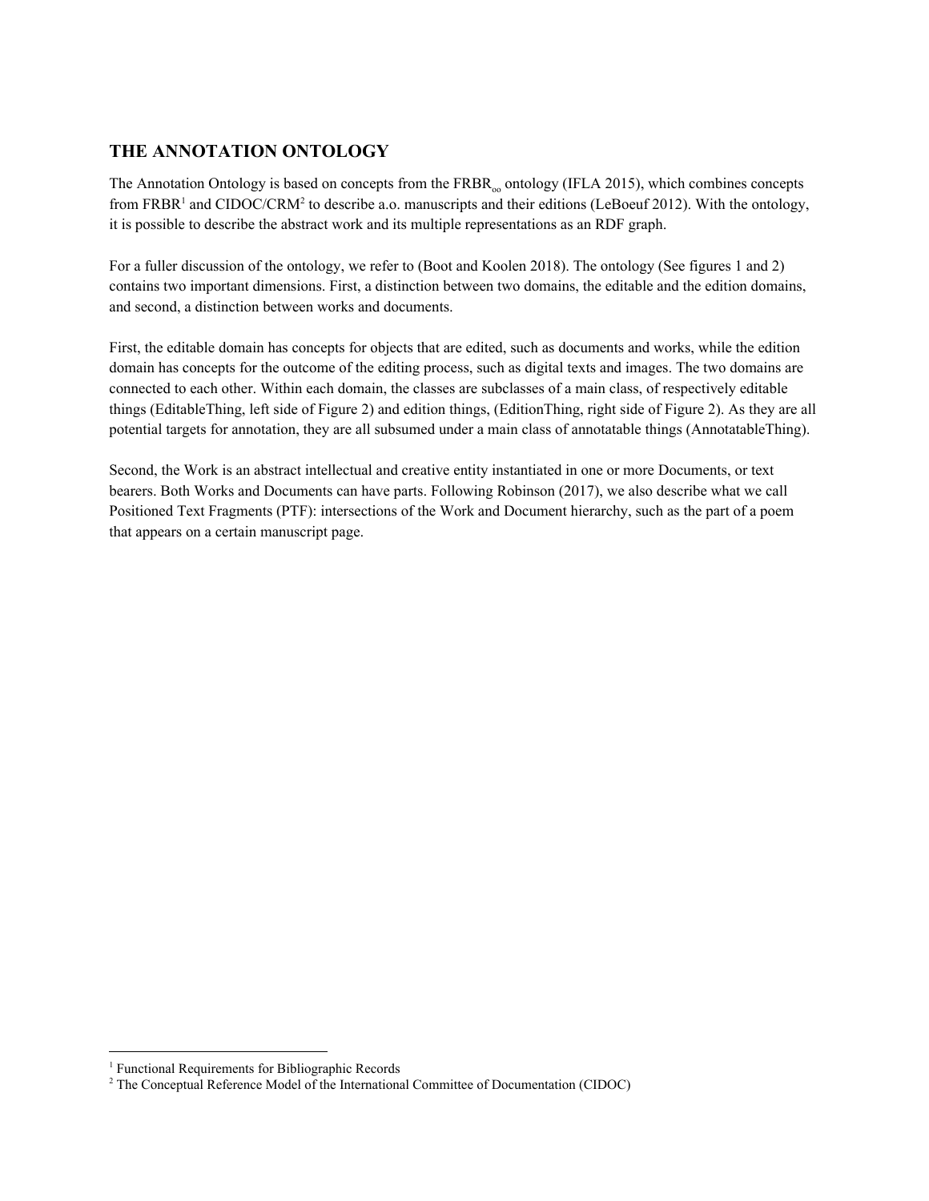## THE ANNOTATION ONTOLOGY

The Annotation Ontology is based on concepts from the $FRBR_{oo}$ ontology (IFLA 2015), which combines concepts from FRBR[1] and CIDOC/CRM[2] to describe a.o. manuscripts and their editions (LeBoeuf 2012). With the ontology, it is possible to describe the abstract work and its multiple representations as an RDF graph.

For a fuller discussion of the ontology, we refer to (Boot and Koolen 2018). The ontology (See figures 1 and 2) contains two important dimensions. First, a distinction between two domains, the editable and the edition domains, and second, a distinction between works and documents.

First, the editable domain has concepts for objects that are edited, such as documents and works, while the edition domain has concepts for the outcome of the editing process, such as digital texts and images. The two domains are connected to each other. Within each domain, the classes are subclasses of a main class, of respectively editable things (EditableThing, left side of Figure 2) and edition things, (EditionThing, right side of Figure 2). As they are all potential targets for annotation, they are all subsumed under a main class of annotatable things (AnnotatableThing).

Second, the Work is an abstract intellectual and creative entity instantiated in one or more Documents, or text bearers. Both Works and Documents can have parts. Following Robinson (2017), we also describe what we call Positioned Text Fragments (PTF): intersections of the Work and Document hierarchy, such as the part of a poem that appears on a certain manuscript page.

---

[1] Functional Requirements for Bibliographic Records

[2] The Conceptual Reference Model of the International Committee of Documentation (CIDOC)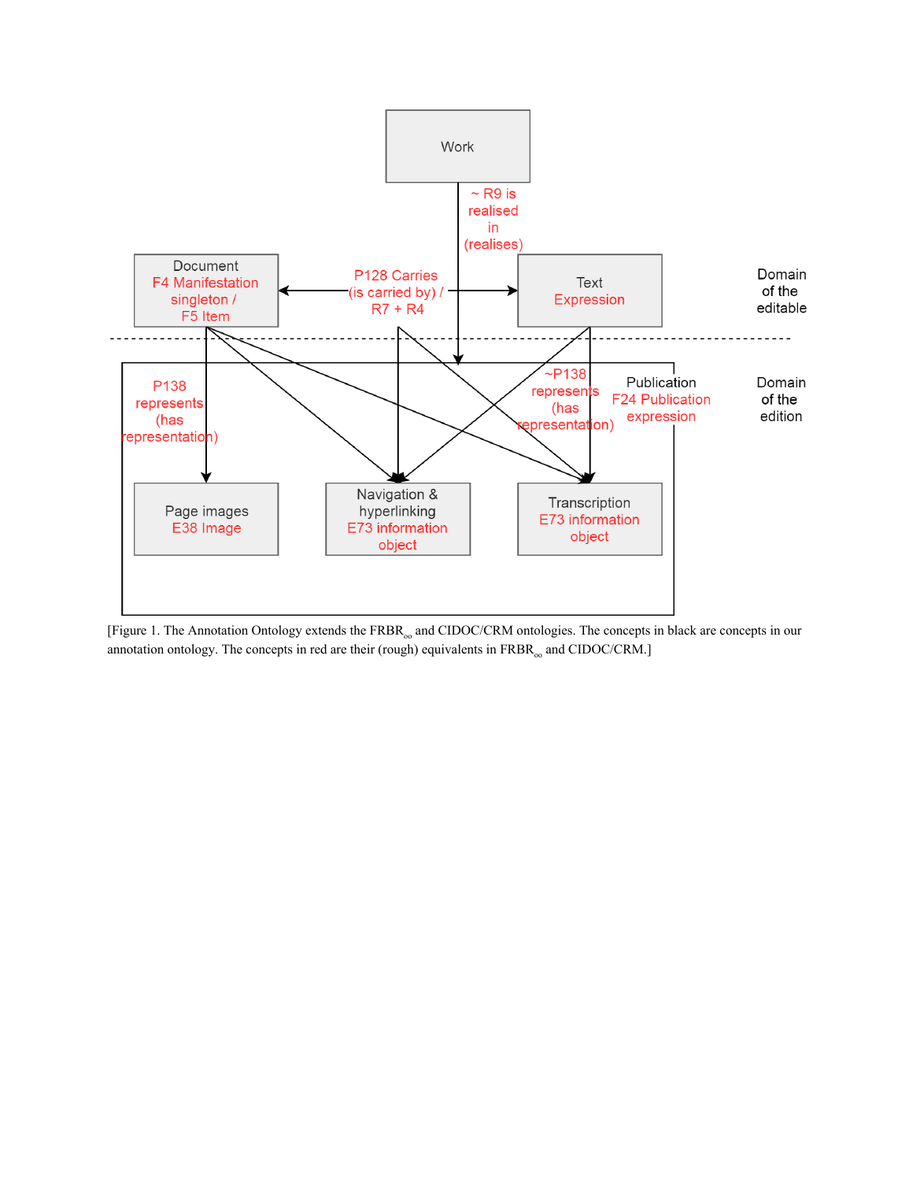[Figure 1. The Annotation Ontology extends the $FRBR_{oo}$ and CIDOC/CRM ontologies. The concepts in black are concepts in our annotation ontology. The concepts in red are their (rough) equivalents in $FRBR_{oo}$ and CIDOC/CRM.]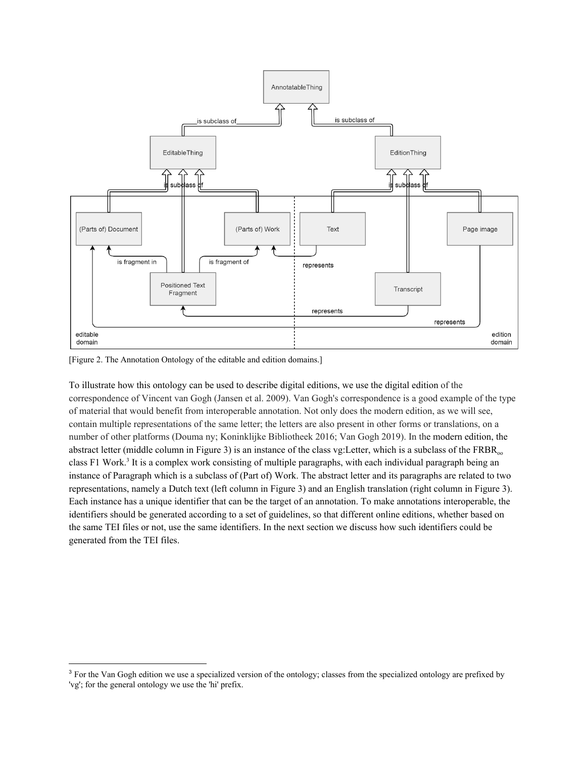[Figure 2. The Annotation Ontology of the editable and edition domains.]

To illustrate how this ontology can be used to describe digital editions, we use the digital edition of the correspondence of Vincent van Gogh (Jansen et al. 2009). Van Gogh's correspondence is a good example of the type of material that would benefit from interoperable annotation. Not only does the modern edition, as we will see, contain multiple representations of the same letter; the letters are also present in other forms or translations, on a number of other platforms (Douma ny; Koninklijke Bibliotheek 2016; Van Gogh 2019). In the modern edition, the abstract letter (middle column in Figure 3) is an instance of the class vg:Letter, which is a subclass of the $\text{FRBR}_{\text{oo}}$ class F1 Work.[3] It is a complex work consisting of multiple paragraphs, with each individual paragraph being an instance of Paragraph which is a subclass of (Part of) Work. The abstract letter and its paragraphs are related to two representations, namely a Dutch text (left column in Figure 3) and an English translation (right column in Figure 3). Each instance has a unique identifier that can be the target of an annotation. To make annotations interoperable, the identifiers should be generated according to a set of guidelines, so that different online editions, whether based on the same TEI files or not, use the same identifiers. In the next section we discuss how such identifiers could be generated from the TEI files.

[3] For the Van Gogh edition we use a specialized version of the ontology; classes from the specialized ontology are prefixed by 'vg'; for the general ontology we use the 'hi' prefix.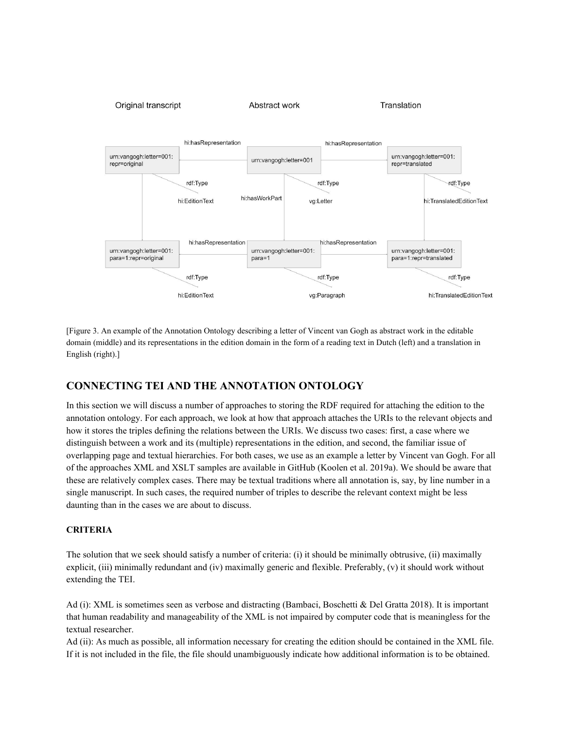[Figure 3. An example of the Annotation Ontology describing a letter of Vincent van Gogh as abstract work in the editable domain (middle) and its representations in the edition domain in the form of a reading text in Dutch (left) and a translation in English (right).]

## CONNECTING TEI AND THE ANNOTATION ONTOLOGY

In this section we will discuss a number of approaches to storing the RDF required for attaching the edition to the annotation ontology. For each approach, we look at how that approach attaches the URIs to the relevant objects and how it stores the triples defining the relations between the URIs. We discuss two cases: first, a case where we distinguish between a work and its (multiple) representations in the edition, and second, the familiar issue of overlapping page and textual hierarchies. For both cases, we use as an example a letter by Vincent van Gogh. For all of the approaches XML and XSLT samples are available in GitHub (Koolen et al. 2019a). We should be aware that these are relatively complex cases. There may be textual traditions where all annotation is, say, by line number in a single manuscript. In such cases, the required number of triples to describe the relevant context might be less daunting than in the cases we are about to discuss.

### CRITERIA

The solution that we seek should satisfy a number of criteria: (i) it should be minimally obtrusive, (ii) maximally explicit, (iii) minimally redundant and (iv) maximally generic and flexible. Preferably, (v) it should work without extending the TEI.

Ad (i): XML is sometimes seen as verbose and distracting (Bambaci, Boschetti & Del Gratta 2018). It is important that human readability and manageability of the XML is not impaired by computer code that is meaningless for the textual researcher.

Ad (ii): As much as possible, all information necessary for creating the edition should be contained in the XML file. If it is not included in the file, the file should unambiguously indicate how additional information is to be obtained.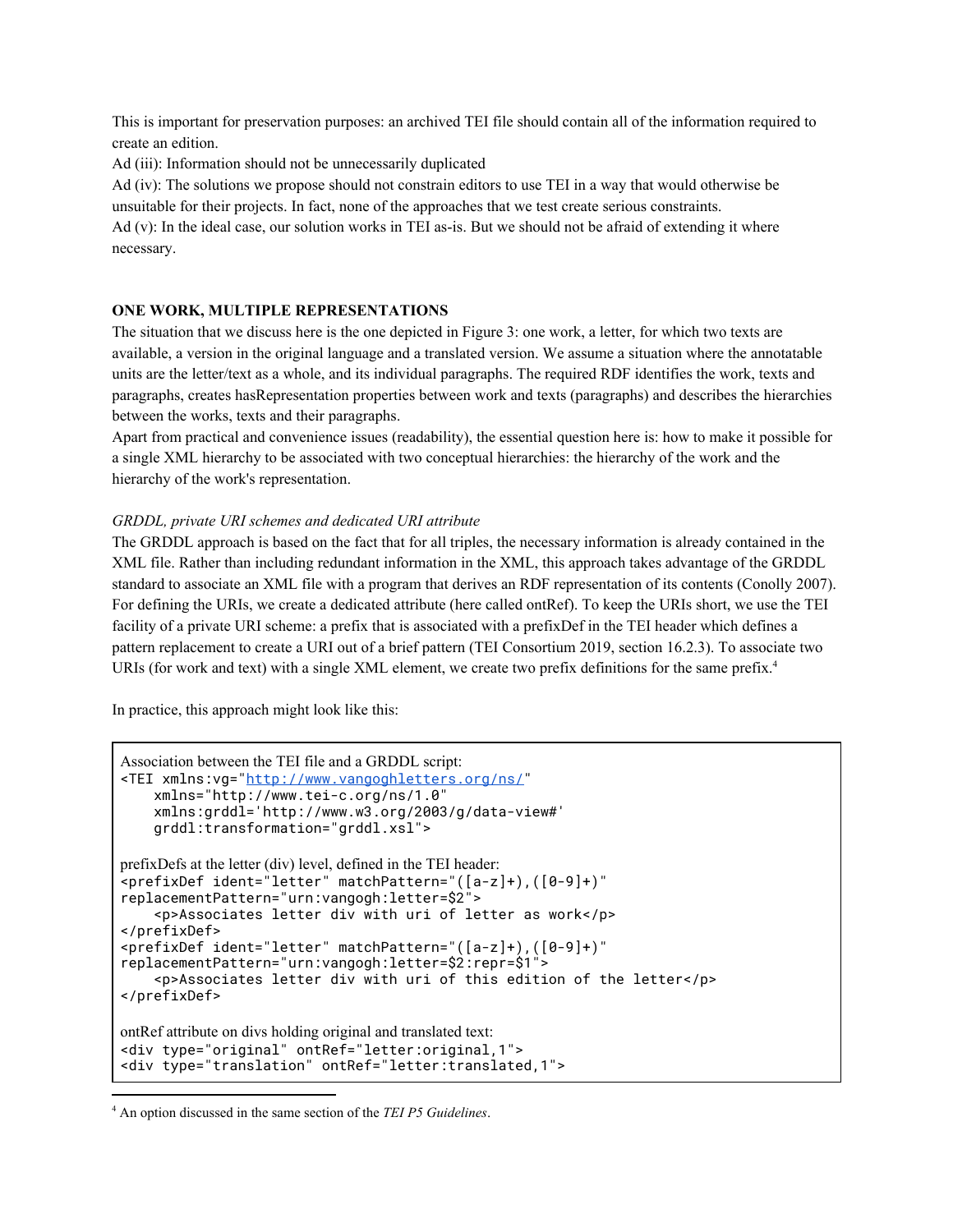This is important for preservation purposes: an archived TEI file should contain all of the information required to create an edition.

Ad (iii): Information should not be unnecessarily duplicated

Ad (iv): The solutions we propose should not constrain editors to use TEI in a way that would otherwise be unsuitable for their projects. In fact, none of the approaches that we test create serious constraints.

Ad (v): In the ideal case, our solution works in TEI as-is. But we should not be afraid of extending it where necessary.

## ONE WORK, MULTIPLE REPRESENTATIONS

The situation that we discuss here is the one depicted in Figure 3: one work, a letter, for which two texts are available, a version in the original language and a translated version. We assume a situation where the annotatable units are the letter/text as a whole, and its individual paragraphs. The required RDF identifies the work, texts and paragraphs, creates hasRepresentation properties between work and texts (paragraphs) and describes the hierarchies between the works, texts and their paragraphs.

Apart from practical and convenience issues (readability), the essential question here is: how to make it possible for a single XML hierarchy to be associated with two conceptual hierarchies: the hierarchy of the work and the hierarchy of the work's representation.

### *GRDDL, private URI schemes and dedicated URI attribute*

The GRDDL approach is based on the fact that for all triples, the necessary information is already contained in the XML file. Rather than including redundant information in the XML, this approach takes advantage of the GRDDL standard to associate an XML file with a program that derives an RDF representation of its contents (Conolly 2007). For defining the URIs, we create a dedicated attribute (here called ontRef). To keep the URIs short, we use the TEI facility of a private URI scheme: a prefix that is associated with a prefixDef in the TEI header which defines a pattern replacement to create a URI out of a brief pattern (TEI Consortium 2019, section 16.2.3). To associate two URIs (for work and text) with a single XML element, we create two prefix definitions for the same prefix.[4]

In practice, this approach might look like this:

Association between the TEI file and a GRDDL script:

```
<TEI xmlns:vg="http://www.vangoghletters.org/ns/"
    xmlns="http://www.tei-c.org/ns/1.0"
    xmlns:grddl='http://www.w3.org/2003/g/data-view#'
    grddl:transformation="grddl.xsl">
```

prefixDefs at the letter (div) level, defined in the TEI header:

```
<prefixDef ident="letter" matchPattern="([a-z]+),([0-9]+)"
replacementPattern="urn:vangogh:letter=$2">
    <p>Associates letter div with uri of letter as work</p>
</prefixDef>
<prefixDef ident="letter" matchPattern="([a-z]+),([0-9]+)"
replacementPattern="urn:vangogh:letter=$2:repr=$1">
    <p>Associates letter div with uri of this edition of the letter</p>
</prefixDef>
```

ontRef attribute on divs holding original and translated text:

```
<div type="original" ontRef="letter:original,1">
<div type="translation" ontRef="letter:translated,1">
```

[4] An option discussed in the same section of the *TEI P5 Guidelines*.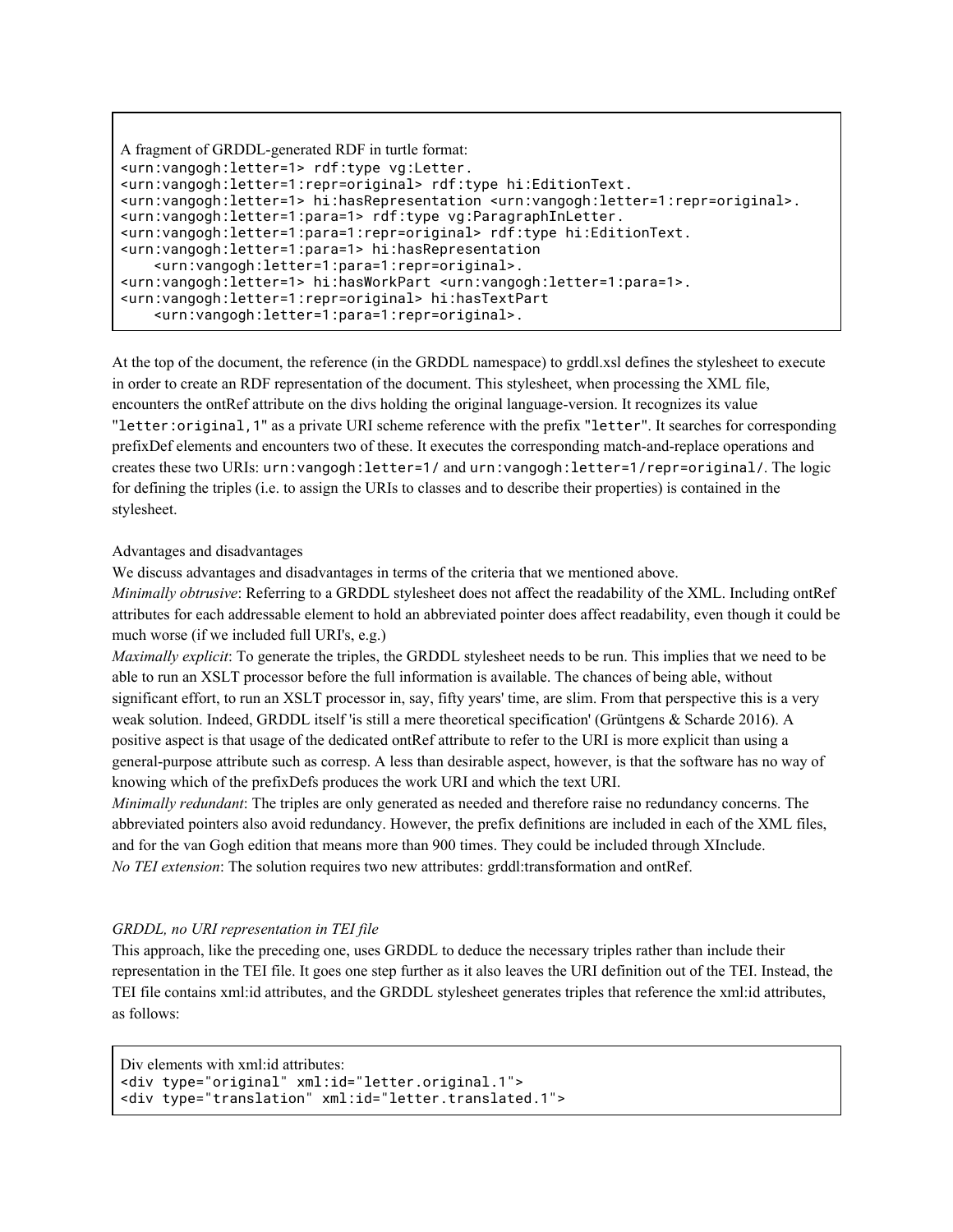A fragment of GRDDL-generated RDF in turtle format:

```
<urn:vangogh:letter=1> rdf:type vg:Letter.
<urn:vangogh:letter=1:repr=original> rdf:type hi:EditionText.
<urn:vangogh:letter=1> hi:hasRepresentation <urn:vangogh:letter=1:repr=original>.
<urn:vangogh:letter=1:para=1> rdf:type vg:ParagraphInLetter.
<urn:vangogh:letter=1:para=1:repr=original> rdf:type hi:EditionText.
<urn:vangogh:letter=1:para=1> hi:hasRepresentation
    <urn:vangogh:letter=1:para=1:repr=original>.
<urn:vangogh:letter=1> hi:hasWorkPart <urn:vangogh:letter=1:para=1>.
<urn:vangogh:letter=1:repr=original> hi:hasTextPart
    <urn:vangogh:letter=1:para=1:repr=original>.
```

At the top of the document, the reference (in the GRDDL namespace) to grddl.xsl defines the stylesheet to execute in order to create an RDF representation of the document. This stylesheet, when processing the XML file, encounters the ontRef attribute on the divs holding the original language-version. It recognizes its value "`letter:original,1`" as a private URI scheme reference with the prefix "`letter`". It searches for corresponding prefixDef elements and encounters two of these. It executes the corresponding match-and-replace operations and creates these two URIs: `urn:vangogh:letter=1/` and `urn:vangogh:letter=1/repr=original/`. The logic for defining the triples (i.e. to assign the URIs to classes and to describe their properties) is contained in the stylesheet.

Advantages and disadvantages

We discuss advantages and disadvantages in terms of the criteria that we mentioned above.

*Minimally obtrusive*: Referring to a GRDDL stylesheet does not affect the readability of the XML. Including ontRef attributes for each addressable element to hold an abbreviated pointer does affect readability, even though it could be much worse (if we included full URI's, e.g.)

*Maximally explicit*: To generate the triples, the GRDDL stylesheet needs to be run. This implies that we need to be able to run an XSLT processor before the full information is available. The chances of being able, without significant effort, to run an XSLT processor in, say, fifty years' time, are slim. From that perspective this is a very weak solution. Indeed, GRDDL itself 'is still a mere theoretical specification' (Grüntgens & Scharde 2016). A positive aspect is that usage of the dedicated ontRef attribute to refer to the URI is more explicit than using a general-purpose attribute such as corresp. A less than desirable aspect, however, is that the software has no way of knowing which of the prefixDefs produces the work URI and which the text URI.

*Minimally redundant*: The triples are only generated as needed and therefore raise no redundancy concerns. The abbreviated pointers also avoid redundancy. However, the prefix definitions are included in each of the XML files, and for the van Gogh edition that means more than 900 times. They could be included through XInclude.

*No TEI extension*: The solution requires two new attributes: grddl:transformation and ontRef.

*GRDDL, no URI representation in TEI file*

This approach, like the preceding one, uses GRDDL to deduce the necessary triples rather than include their representation in the TEI file. It goes one step further as it also leaves the URI definition out of the TEI. Instead, the TEI file contains xml:id attributes, and the GRDDL stylesheet generates triples that reference the xml:id attributes, as follows:

Div elements with xml:id attributes:

```
<div type="original" xml:id="letter.original.1">
<div type="translation" xml:id="letter.translated.1">
```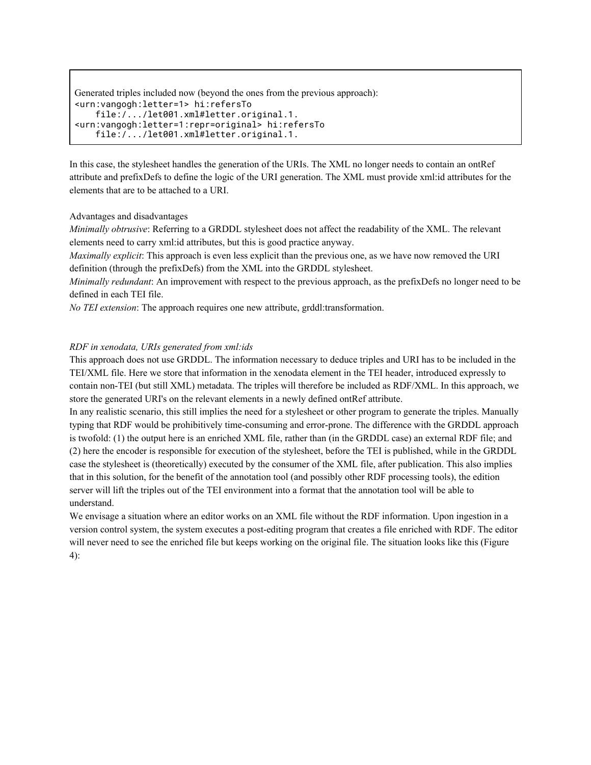Generated triples included now (beyond the ones from the previous approach):

```
<urn:vangogh:letter=1> hi:refersTo
    file:/.../let001.xml#letter.original.1.
<urn:vangogh:letter=1:repr=original> hi:refersTo
    file:/.../let001.xml#letter.original.1.
```

In this case, the stylesheet handles the generation of the URIs. The XML no longer needs to contain an ontRef attribute and prefixDefs to define the logic of the URI generation. The XML must provide xml:id attributes for the elements that are to be attached to a URI.

Advantages and disadvantages

*Minimally obtrusive*: Referring to a GRDDL stylesheet does not affect the readability of the XML. The relevant elements need to carry xml:id attributes, but this is good practice anyway.

*Maximally explicit*: This approach is even less explicit than the previous one, as we have now removed the URI definition (through the prefixDefs) from the XML into the GRDDL stylesheet.

*Minimally redundant*: An improvement with respect to the previous approach, as the prefixDefs no longer need to be defined in each TEI file.

*No TEI extension*: The approach requires one new attribute, grddl:transformation.

*RDF in xenodata, URIs generated from xml:ids*

This approach does not use GRDDL. The information necessary to deduce triples and URI has to be included in the TEI/XML file. Here we store that information in the xenodata element in the TEI header, introduced expressly to contain non-TEI (but still XML) metadata. The triples will therefore be included as RDF/XML. In this approach, we store the generated URI's on the relevant elements in a newly defined ontRef attribute.

In any realistic scenario, this still implies the need for a stylesheet or other program to generate the triples. Manually typing that RDF would be prohibitively time-consuming and error-prone. The difference with the GRDDL approach is twofold: (1) the output here is an enriched XML file, rather than (in the GRDDL case) an external RDF file; and (2) here the encoder is responsible for execution of the stylesheet, before the TEI is published, while in the GRDDL case the stylesheet is (theoretically) executed by the consumer of the XML file, after publication. This also implies that in this solution, for the benefit of the annotation tool (and possibly other RDF processing tools), the edition server will lift the triples out of the TEI environment into a format that the annotation tool will be able to understand.

We envisage a situation where an editor works on an XML file without the RDF information. Upon ingestion in a version control system, the system executes a post-editing program that creates a file enriched with RDF. The editor will never need to see the enriched file but keeps working on the original file. The situation looks like this (Figure 4):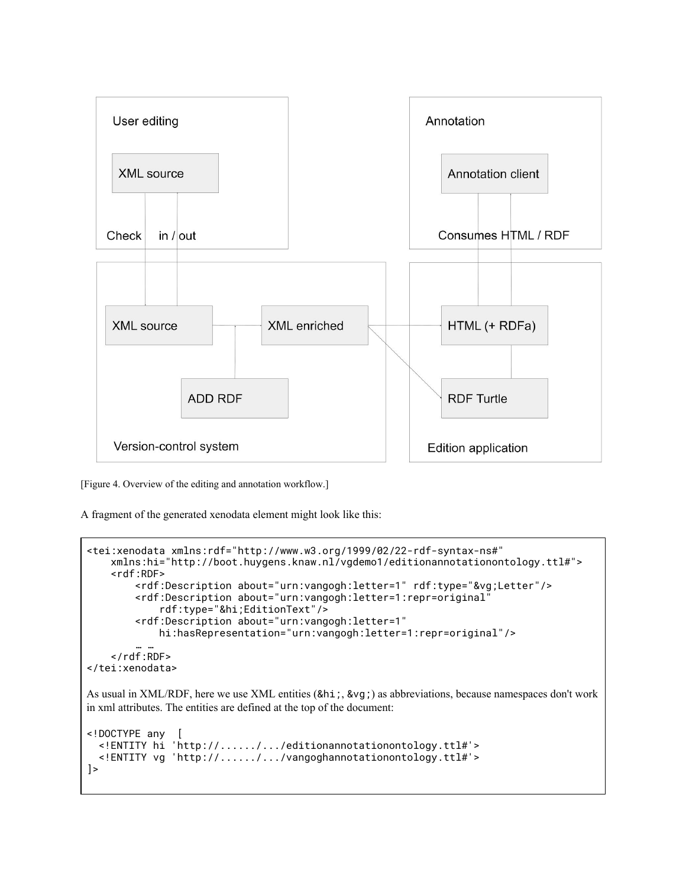[Figure 4. Overview of the editing and annotation workflow.]

A fragment of the generated xenodata element might look like this:

```
<tei:xenodata xmlns:rdf="http://www.w3.org/1999/02/22-rdf-syntax-ns#"
    xmlns:hi="http://boot.huygens.knaw.nl/vgdemo1/editionannotationontology.ttl#">
    <rdf:RDF>
        <rdf:Description about="urn:vangogh:letter=1" rdf:type="&vg;Letter"/>
        <rdf:Description about="urn:vangogh:letter=1:repr=original"
            rdf:type="&hi;EditionText"/>
        <rdf:Description about="urn:vangogh:letter=1"
            hi:hasRepresentation="urn:vangogh:letter=1:repr=original"/>
        … …
    </rdf:RDF>
</tei:xenodata>
```

As usual in XML/RDF, here we use XML entities (`&hi;`, `&vg;`) as abbreviations, because namespaces don't work in xml attributes. The entities are defined at the top of the document:

```
<!DOCTYPE any  [
  <!ENTITY hi 'http://....../.../editionannotationontology.ttl#'>
  <!ENTITY vg 'http://....../.../vangoghannotationontology.ttl#'>
]>
```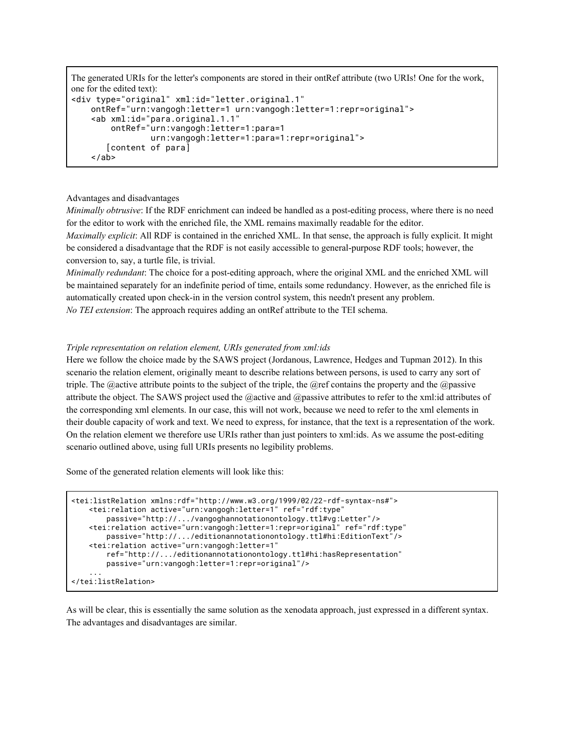```
The generated URIs for the letter's components are stored in their ontRef attribute (two URIs! One for the work, one for the edited text):
<div type="original" xml:id="letter.original.1"
    ontRef="urn:vangogh:letter=1 urn:vangogh:letter=1:repr=original">
    <ab xml:id="para.original.1.1"
        ontRef="urn:vangogh:letter=1:para=1
                urn:vangogh:letter=1:para=1:repr=original">
       [content of para]
    </ab>
```

Advantages and disadvantages

*Minimally obtrusive*: If the RDF enrichment can indeed be handled as a post-editing process, where there is no need for the editor to work with the enriched file, the XML remains maximally readable for the editor.

*Maximally explicit*: All RDF is contained in the enriched XML. In that sense, the approach is fully explicit. It might be considered a disadvantage that the RDF is not easily accessible to general-purpose RDF tools; however, the conversion to, say, a turtle file, is trivial.

*Minimally redundant*: The choice for a post-editing approach, where the original XML and the enriched XML will be maintained separately for an indefinite period of time, entails some redundancy. However, as the enriched file is automatically created upon check-in in the version control system, this needn't present any problem.

*No TEI extension*: The approach requires adding an ontRef attribute to the TEI schema.

*Triple representation on relation element, URIs generated from xml:ids*

Here we follow the choice made by the SAWS project (Jordanous, Lawrence, Hedges and Tupman 2012). In this scenario the relation element, originally meant to describe relations between persons, is used to carry any sort of triple. The @active attribute points to the subject of the triple, the @ref contains the property and the @passive attribute the object. The SAWS project used the @active and @passive attributes to refer to the xml:id attributes of the corresponding xml elements. In our case, this will not work, because we need to refer to the xml elements in their double capacity of work and text. We need to express, for instance, that the text is a representation of the work. On the relation element we therefore use URIs rather than just pointers to xml:ids. As we assume the post-editing scenario outlined above, using full URIs presents no legibility problems.

Some of the generated relation elements will look like this:

```
<tei:listRelation xmlns:rdf="http://www.w3.org/1999/02/22-rdf-syntax-ns#">
    <tei:relation active="urn:vangogh:letter=1" ref="rdf:type"
        passive="http://.../vangoghannotationontology.ttl#vg:Letter"/>
    <tei:relation active="urn:vangogh:letter=1:repr=original" ref="rdf:type"
        passive="http://.../editionannotationontology.ttl#hi:EditionText"/>
    <tei:relation active="urn:vangogh:letter=1"
        ref="http://.../editionannotationontology.ttl#hi:hasRepresentation"
        passive="urn:vangogh:letter=1:repr=original"/>
    ...
</tei:listRelation>
```

As will be clear, this is essentially the same solution as the xenodata approach, just expressed in a different syntax. The advantages and disadvantages are similar.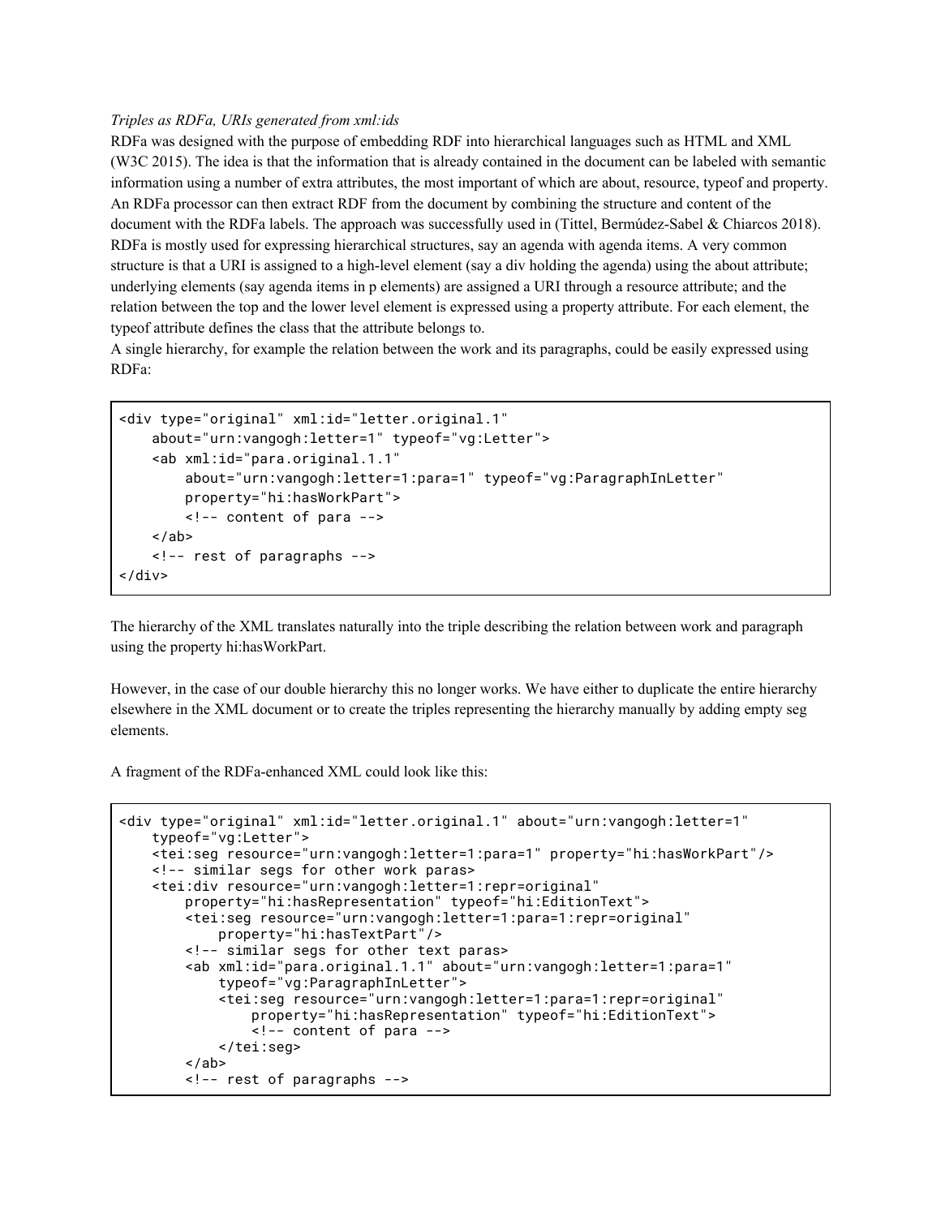*Triples as RDFa, URIs generated from xml:ids*

RDFa was designed with the purpose of embedding RDF into hierarchical languages such as HTML and XML (W3C 2015). The idea is that the information that is already contained in the document can be labeled with semantic information using a number of extra attributes, the most important of which are about, resource, typeof and property. An RDFa processor can then extract RDF from the document by combining the structure and content of the document with the RDFa labels. The approach was successfully used in (Tittel, Bermúdez-Sabel & Chiarcos 2018). RDFa is mostly used for expressing hierarchical structures, say an agenda with agenda items. A very common structure is that a URI is assigned to a high-level element (say a div holding the agenda) using the about attribute; underlying elements (say agenda items in p elements) are assigned a URI through a resource attribute; and the relation between the top and the lower level element is expressed using a property attribute. For each element, the typeof attribute defines the class that the attribute belongs to.

A single hierarchy, for example the relation between the work and its paragraphs, could be easily expressed using RDFa:

```
<div type="original" xml:id="letter.original.1"
    about="urn:vangogh:letter=1" typeof="vg:Letter">
    <ab xml:id="para.original.1.1"
        about="urn:vangogh:letter=1:para=1" typeof="vg:ParagraphInLetter"
        property="hi:hasWorkPart">
        <!-- content of para -->
    </ab>
    <!-- rest of paragraphs -->
</div>
```

The hierarchy of the XML translates naturally into the triple describing the relation between work and paragraph using the property hi:hasWorkPart.

However, in the case of our double hierarchy this no longer works. We have either to duplicate the entire hierarchy elsewhere in the XML document or to create the triples representing the hierarchy manually by adding empty seg elements.

A fragment of the RDFa-enhanced XML could look like this:

```
<div type="original" xml:id="letter.original.1" about="urn:vangogh:letter=1"
    typeof="vg:Letter">
    <tei:seg resource="urn:vangogh:letter=1:para=1" property="hi:hasWorkPart"/>
    <!-- similar segs for other work paras>
    <tei:div resource="urn:vangogh:letter=1:repr=original"
        property="hi:hasRepresentation" typeof="hi:EditionText">
        <tei:seg resource="urn:vangogh:letter=1:para=1:repr=original"
            property="hi:hasTextPart"/>
        <!-- similar segs for other text paras>
        <ab xml:id="para.original.1.1" about="urn:vangogh:letter=1:para=1"
            typeof="vg:ParagraphInLetter">
            <tei:seg resource="urn:vangogh:letter=1:para=1:repr=original"
                property="hi:hasRepresentation" typeof="hi:EditionText">
                <!-- content of para -->
            </tei:seg>
        </ab>
        <!-- rest of paragraphs -->
```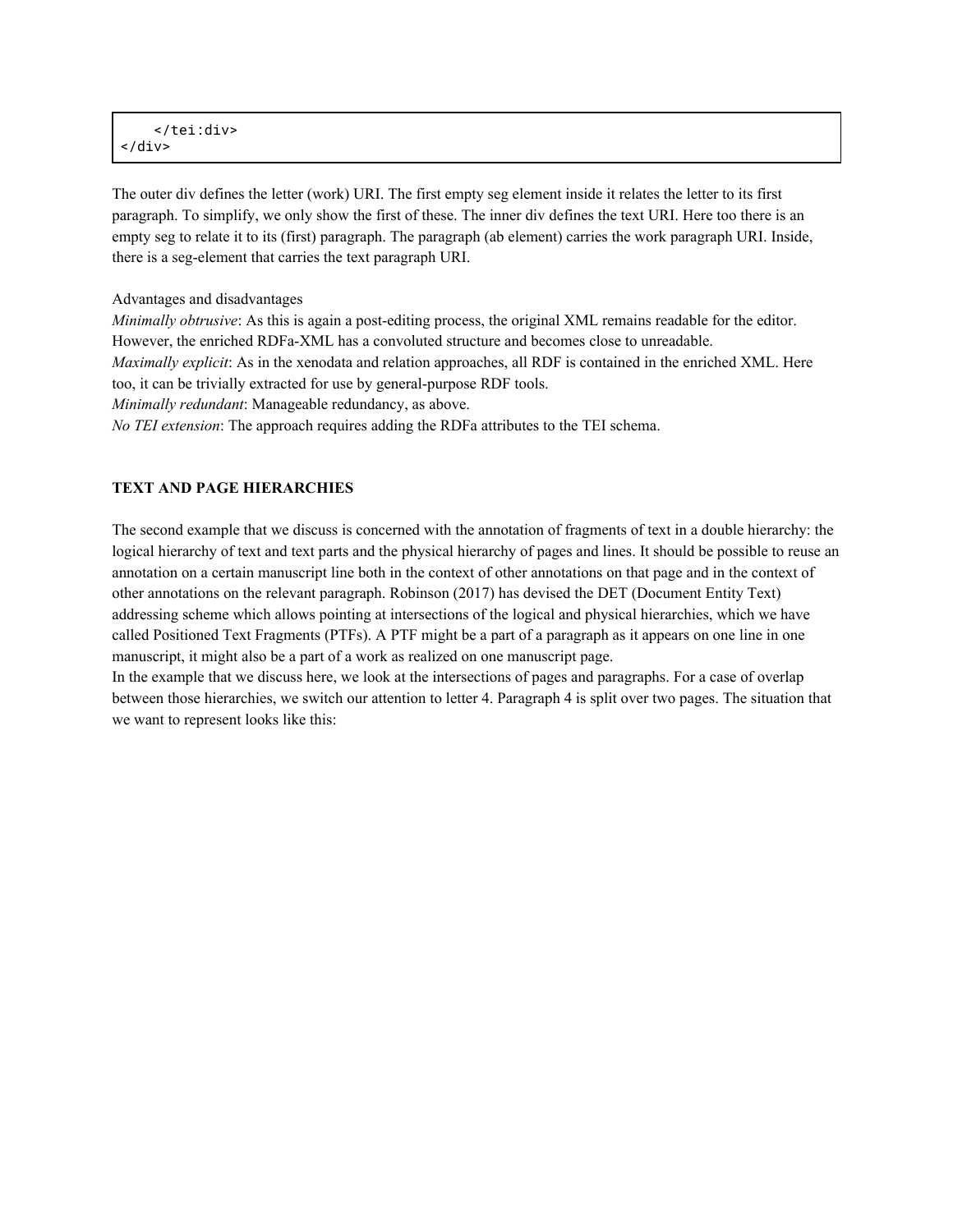```
    </tei:div>
</div>
```

The outer div defines the letter (work) URI. The first empty seg element inside it relates the letter to its first paragraph. To simplify, we only show the first of these. The inner div defines the text URI. Here too there is an empty seg to relate it to its (first) paragraph. The paragraph (ab element) carries the work paragraph URI. Inside, there is a seg-element that carries the text paragraph URI.

Advantages and disadvantages
*Minimally obtrusive*: As this is again a post-editing process, the original XML remains readable for the editor. However, the enriched RDFa-XML has a convoluted structure and becomes close to unreadable.
*Maximally explicit*: As in the xenodata and relation approaches, all RDF is contained in the enriched XML. Here too, it can be trivially extracted for use by general-purpose RDF tools.
*Minimally redundant*: Manageable redundancy, as above.
*No TEI extension*: The approach requires adding the RDFa attributes to the TEI schema.

## TEXT AND PAGE HIERARCHIES

The second example that we discuss is concerned with the annotation of fragments of text in a double hierarchy: the logical hierarchy of text and text parts and the physical hierarchy of pages and lines. It should be possible to reuse an annotation on a certain manuscript line both in the context of other annotations on that page and in the context of other annotations on the relevant paragraph. Robinson (2017) has devised the DET (Document Entity Text) addressing scheme which allows pointing at intersections of the logical and physical hierarchies, which we have called Positioned Text Fragments (PTFs). A PTF might be a part of a paragraph as it appears on one line in one manuscript, it might also be a part of a work as realized on one manuscript page.
In the example that we discuss here, we look at the intersections of pages and paragraphs. For a case of overlap between those hierarchies, we switch our attention to letter 4. Paragraph 4 is split over two pages. The situation that we want to represent looks like this: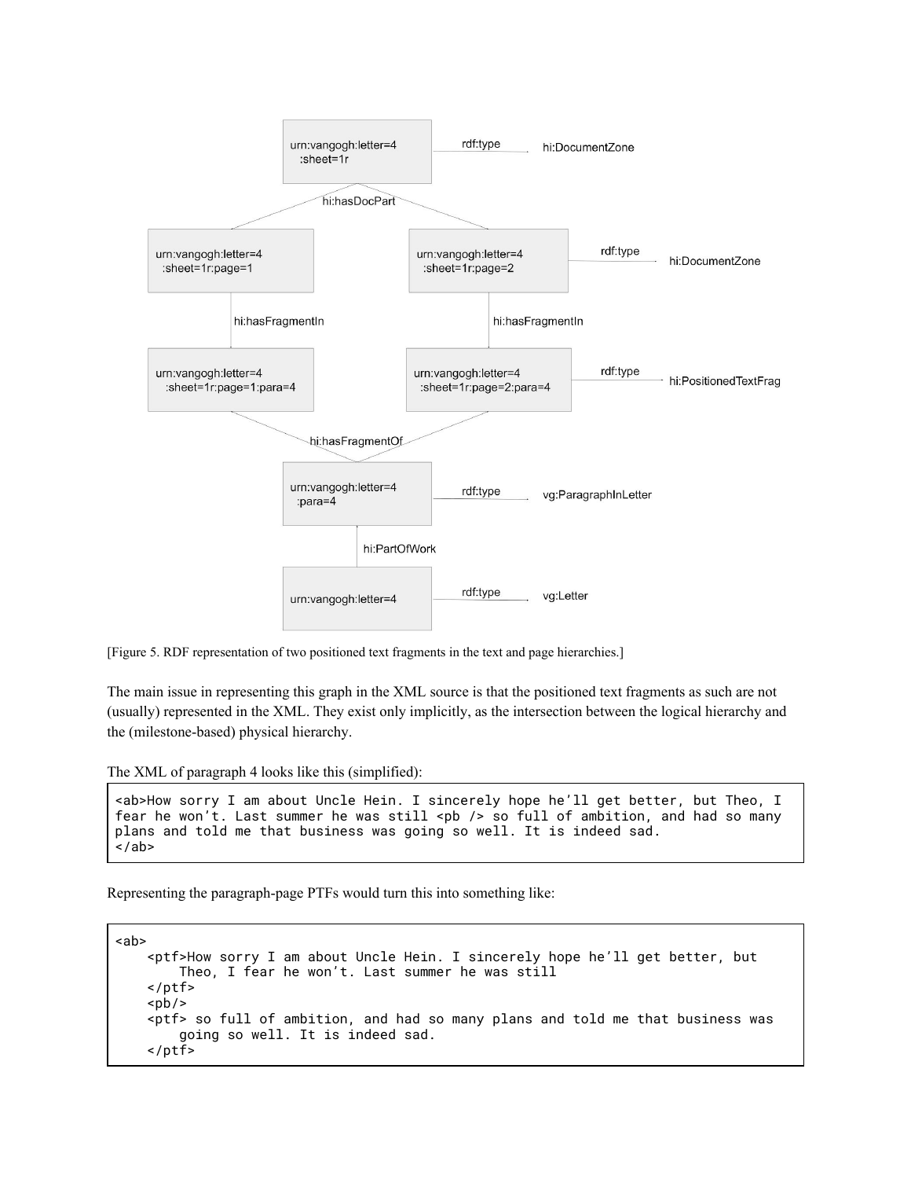[Figure 5. RDF representation of two positioned text fragments in the text and page hierarchies.]

The main issue in representing this graph in the XML source is that the positioned text fragments as such are not (usually) represented in the XML. They exist only implicitly, as the intersection between the logical hierarchy and the (milestone-based) physical hierarchy.

The XML of paragraph 4 looks like this (simplified):

```
<ab>How sorry I am about Uncle Hein. I sincerely hope he'll get better, but Theo, I
fear he won't. Last summer he was still <pb /> so full of ambition, and had so many
plans and told me that business was going so well. It is indeed sad.
</ab>
```

Representing the paragraph-page PTFs would turn this into something like:

```
<ab>
    <ptf>How sorry I am about Uncle Hein. I sincerely hope he'll get better, but
        Theo, I fear he won't. Last summer he was still
    </ptf>
    <pb/>
    <ptf> so full of ambition, and had so many plans and told me that business was
        going so well. It is indeed sad.
    </ptf>
```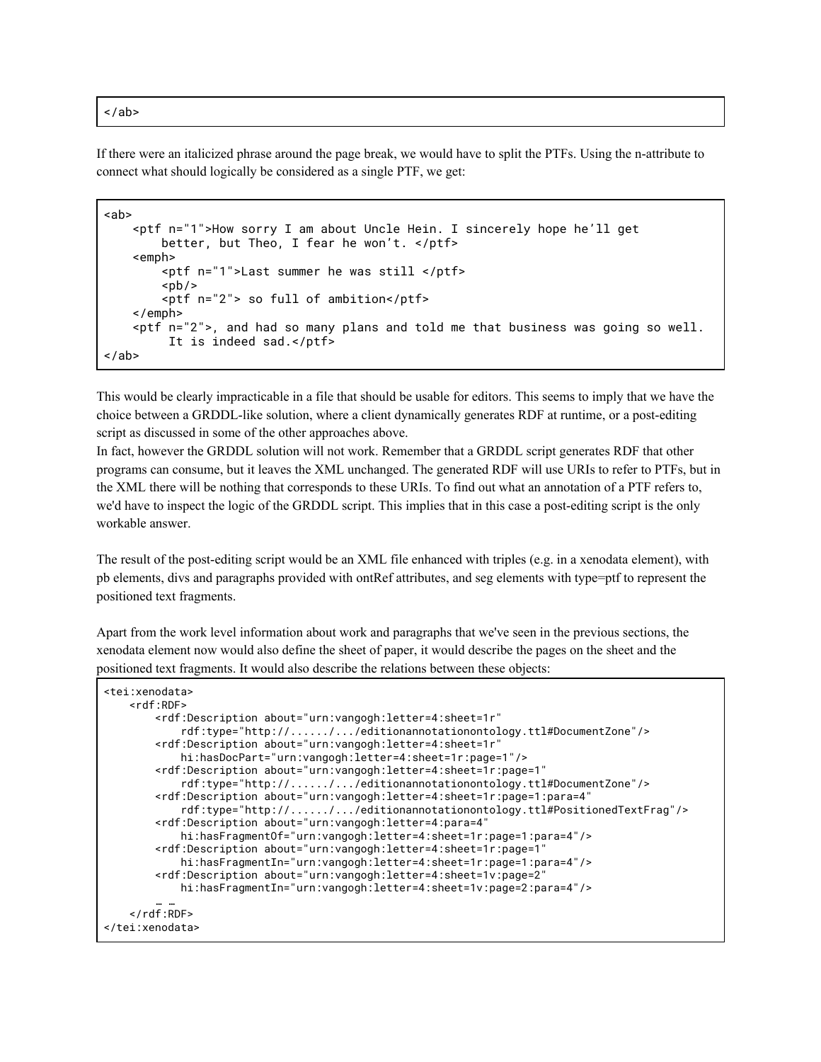```
</ab>
```

If there were an italicized phrase around the page break, we would have to split the PTFs. Using the n-attribute to connect what should logically be considered as a single PTF, we get:

```
<ab>
    <ptf n="1">How sorry I am about Uncle Hein. I sincerely hope he'll get
        better, but Theo, I fear he won't. </ptf>
    <emph>
        <ptf n="1">Last summer he was still </ptf>
        <pb/>
        <ptf n="2"> so full of ambition</ptf>
    </emph>
    <ptf n="2">, and had so many plans and told me that business was going so well.
         It is indeed sad.</ptf>
</ab>
```

This would be clearly impracticable in a file that should be usable for editors. This seems to imply that we have the choice between a GRDDL-like solution, where a client dynamically generates RDF at runtime, or a post-editing script as discussed in some of the other approaches above.
In fact, however the GRDDL solution will not work. Remember that a GRDDL script generates RDF that other programs can consume, but it leaves the XML unchanged. The generated RDF will use URIs to refer to PTFs, but in the XML there will be nothing that corresponds to these URIs. To find out what an annotation of a PTF refers to, we'd have to inspect the logic of the GRDDL script. This implies that in this case a post-editing script is the only workable answer.

The result of the post-editing script would be an XML file enhanced with triples (e.g. in a xenodata element), with pb elements, divs and paragraphs provided with ontRef attributes, and seg elements with type=ptf to represent the positioned text fragments.

Apart from the work level information about work and paragraphs that we've seen in the previous sections, the xenodata element now would also define the sheet of paper, it would describe the pages on the sheet and the positioned text fragments. It would also describe the relations between these objects:

```
<tei:xenodata>
    <rdf:RDF>
        <rdf:Description about="urn:vangogh:letter=4:sheet=1r"
            rdf:type="http://....../.../editionannotationontology.ttl#DocumentZone"/>
        <rdf:Description about="urn:vangogh:letter=4:sheet=1r"
            hi:hasDocPart="urn:vangogh:letter=4:sheet=1r:page=1"/>
        <rdf:Description about="urn:vangogh:letter=4:sheet=1r:page=1"
            rdf:type="http://....../.../editionannotationontology.ttl#DocumentZone"/>
        <rdf:Description about="urn:vangogh:letter=4:sheet=1r:page=1:para=4"
            rdf:type="http://....../.../editionannotationontology.ttl#PositionedTextFrag"/>
        <rdf:Description about="urn:vangogh:letter=4:para=4"
            hi:hasFragmentOf="urn:vangogh:letter=4:sheet=1r:page=1:para=4"/>
        <rdf:Description about="urn:vangogh:letter=4:sheet=1r:page=1"
            hi:hasFragmentIn="urn:vangogh:letter=4:sheet=1r:page=1:para=4"/>
        <rdf:Description about="urn:vangogh:letter=4:sheet=1v:page=2"
            hi:hasFragmentIn="urn:vangogh:letter=4:sheet=1v:page=2:para=4"/>
        … …
    </rdf:RDF>
</tei:xenodata>
```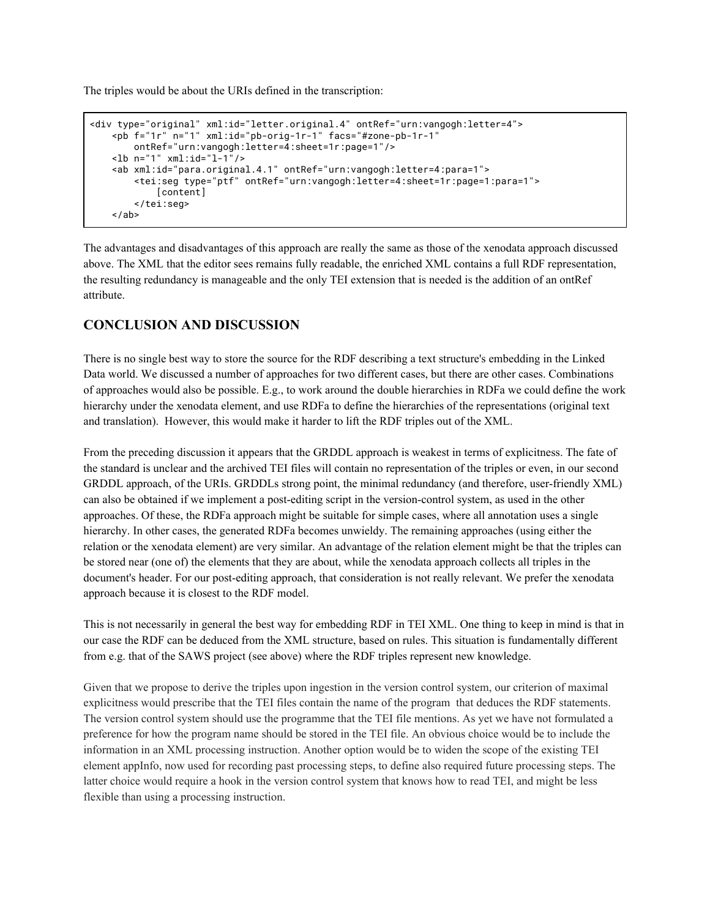The triples would be about the URIs defined in the transcription:

```
<div type="original" xml:id="letter.original.4" ontRef="urn:vangogh:letter=4">
    <pb f="1r" n="1" xml:id="pb-orig-1r-1" facs="#zone-pb-1r-1"
        ontRef="urn:vangogh:letter=4:sheet=1r:page=1"/>
    <lb n="1" xml:id="l-1"/>
    <ab xml:id="para.original.4.1" ontRef="urn:vangogh:letter=4:para=1">
        <tei:seg type="ptf" ontRef="urn:vangogh:letter=4:sheet=1r:page=1:para=1">
            [content]
        </tei:seg>
    </ab>
```

The advantages and disadvantages of this approach are really the same as those of the xenodata approach discussed above. The XML that the editor sees remains fully readable, the enriched XML contains a full RDF representation, the resulting redundancy is manageable and the only TEI extension that is needed is the addition of an ontRef attribute.

## CONCLUSION AND DISCUSSION

There is no single best way to store the source for the RDF describing a text structure's embedding in the Linked Data world. We discussed a number of approaches for two different cases, but there are other cases. Combinations of approaches would also be possible. E.g., to work around the double hierarchies in RDFa we could define the work hierarchy under the xenodata element, and use RDFa to define the hierarchies of the representations (original text and translation). However, this would make it harder to lift the RDF triples out of the XML.

From the preceding discussion it appears that the GRDDL approach is weakest in terms of explicitness. The fate of the standard is unclear and the archived TEI files will contain no representation of the triples or even, in our second GRDDL approach, of the URIs. GRDDLs strong point, the minimal redundancy (and therefore, user-friendly XML) can also be obtained if we implement a post-editing script in the version-control system, as used in the other approaches. Of these, the RDFa approach might be suitable for simple cases, where all annotation uses a single hierarchy. In other cases, the generated RDFa becomes unwieldy. The remaining approaches (using either the relation or the xenodata element) are very similar. An advantage of the relation element might be that the triples can be stored near (one of) the elements that they are about, while the xenodata approach collects all triples in the document's header. For our post-editing approach, that consideration is not really relevant. We prefer the xenodata approach because it is closest to the RDF model.

This is not necessarily in general the best way for embedding RDF in TEI XML. One thing to keep in mind is that in our case the RDF can be deduced from the XML structure, based on rules. This situation is fundamentally different from e.g. that of the SAWS project (see above) where the RDF triples represent new knowledge.

Given that we propose to derive the triples upon ingestion in the version control system, our criterion of maximal explicitness would prescribe that the TEI files contain the name of the program that deduces the RDF statements. The version control system should use the programme that the TEI file mentions. As yet we have not formulated a preference for how the program name should be stored in the TEI file. An obvious choice would be to include the information in an XML processing instruction. Another option would be to widen the scope of the existing TEI element appInfo, now used for recording past processing steps, to define also required future processing steps. The latter choice would require a hook in the version control system that knows how to read TEI, and might be less flexible than using a processing instruction.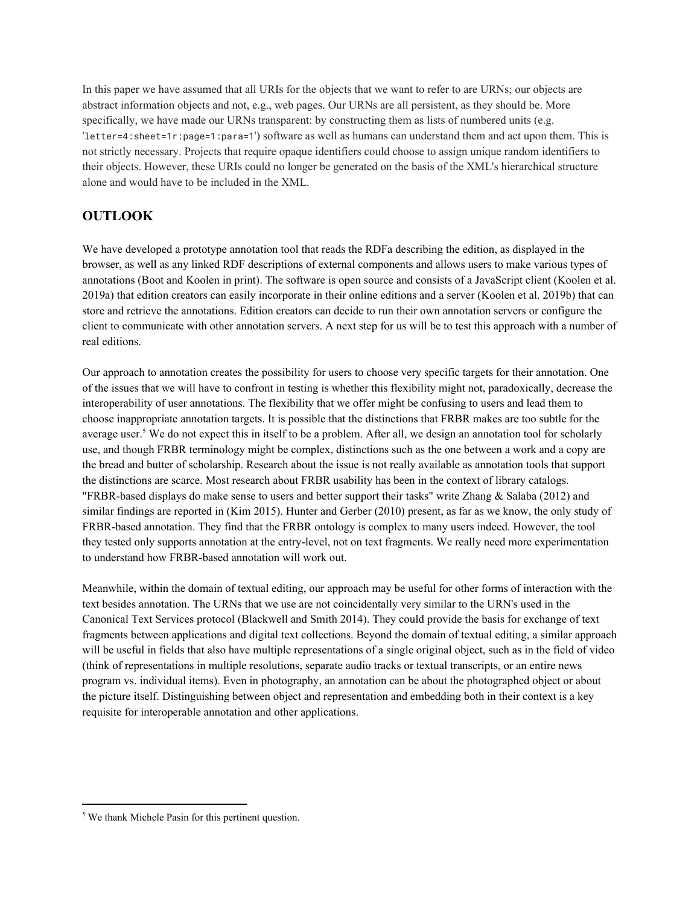In this paper we have assumed that all URIs for the objects that we want to refer to are URNs; our objects are abstract information objects and not, e.g., web pages. Our URNs are all persistent, as they should be. More specifically, we have made our URNs transparent: by constructing them as lists of numbered units (e.g. '`letter=4:sheet=1r:page=1:para=1`') software as well as humans can understand them and act upon them. This is not strictly necessary. Projects that require opaque identifiers could choose to assign unique random identifiers to their objects. However, these URIs could no longer be generated on the basis of the XML's hierarchical structure alone and would have to be included in the XML.

## OUTLOOK

We have developed a prototype annotation tool that reads the RDFa describing the edition, as displayed in the browser, as well as any linked RDF descriptions of external components and allows users to make various types of annotations (Boot and Koolen in print). The software is open source and consists of a JavaScript client (Koolen et al. 2019a) that edition creators can easily incorporate in their online editions and a server (Koolen et al. 2019b) that can store and retrieve the annotations. Edition creators can decide to run their own annotation servers or configure the client to communicate with other annotation servers. A next step for us will be to test this approach with a number of real editions.

Our approach to annotation creates the possibility for users to choose very specific targets for their annotation. One of the issues that we will have to confront in testing is whether this flexibility might not, paradoxically, decrease the interoperability of user annotations. The flexibility that we offer might be confusing to users and lead them to choose inappropriate annotation targets. It is possible that the distinctions that FRBR makes are too subtle for the average user.[5] We do not expect this in itself to be a problem. After all, we design an annotation tool for scholarly use, and though FRBR terminology might be complex, distinctions such as the one between a work and a copy are the bread and butter of scholarship. Research about the issue is not really available as annotation tools that support the distinctions are scarce. Most research about FRBR usability has been in the context of library catalogs. "FRBR-based displays do make sense to users and better support their tasks" write Zhang & Salaba (2012) and similar findings are reported in (Kim 2015). Hunter and Gerber (2010) present, as far as we know, the only study of FRBR-based annotation. They find that the FRBR ontology is complex to many users indeed. However, the tool they tested only supports annotation at the entry-level, not on text fragments. We really need more experimentation to understand how FRBR-based annotation will work out.

Meanwhile, within the domain of textual editing, our approach may be useful for other forms of interaction with the text besides annotation. The URNs that we use are not coincidentally very similar to the URN's used in the Canonical Text Services protocol (Blackwell and Smith 2014). They could provide the basis for exchange of text fragments between applications and digital text collections. Beyond the domain of textual editing, a similar approach will be useful in fields that also have multiple representations of a single original object, such as in the field of video (think of representations in multiple resolutions, separate audio tracks or textual transcripts, or an entire news program vs. individual items). Even in photography, an annotation can be about the photographed object or about the picture itself. Distinguishing between object and representation and embedding both in their context is a key requisite for interoperable annotation and other applications.

---

[5] We thank Michele Pasin for this pertinent question.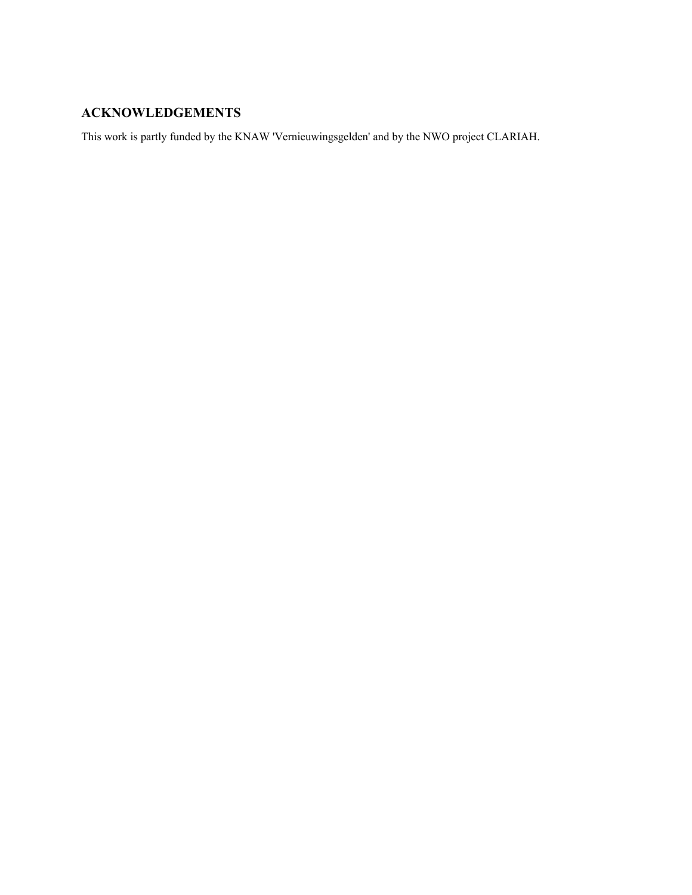## ACKNOWLEDGEMENTS

This work is partly funded by the KNAW 'Vernieuwingsgelden' and by the NWO project CLARIAH.